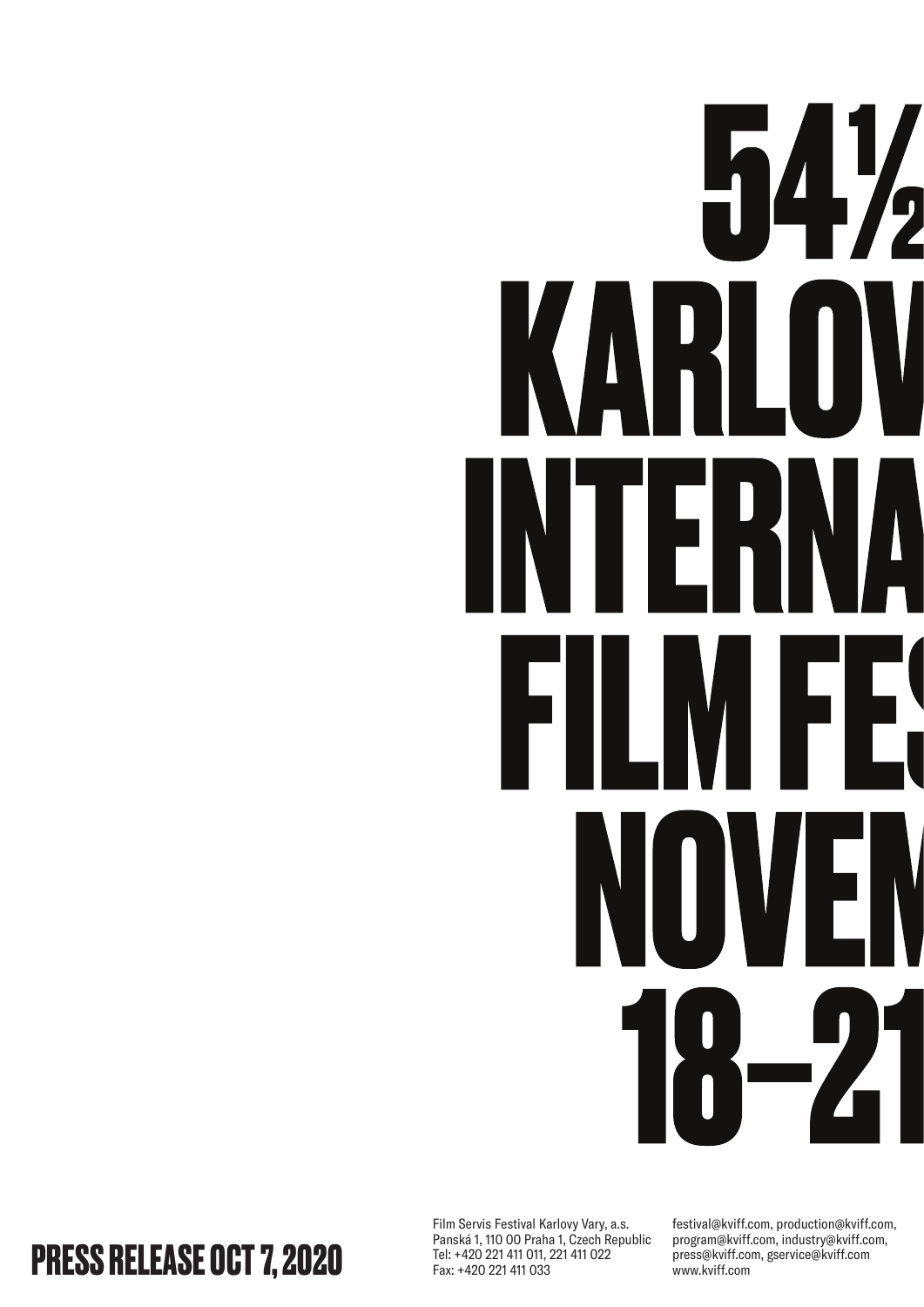# 54½ KARLOV INTERNA FILM FES NOVEM 18–21

## PRESS RELEASE OCT 7, 2020

Film Servis Festival Karlovy Vary, a.s.
Panská 1, 110 00 Praha 1, Czech Republic
Tel: +420 221 411 011, 221 411 022
Fax: +420 221 411 033

festival@kviff.com, production@kviff.com,
program@kviff.com, industry@kviff.com,
press@kviff.com, gservice@kviff.com
www.kviff.com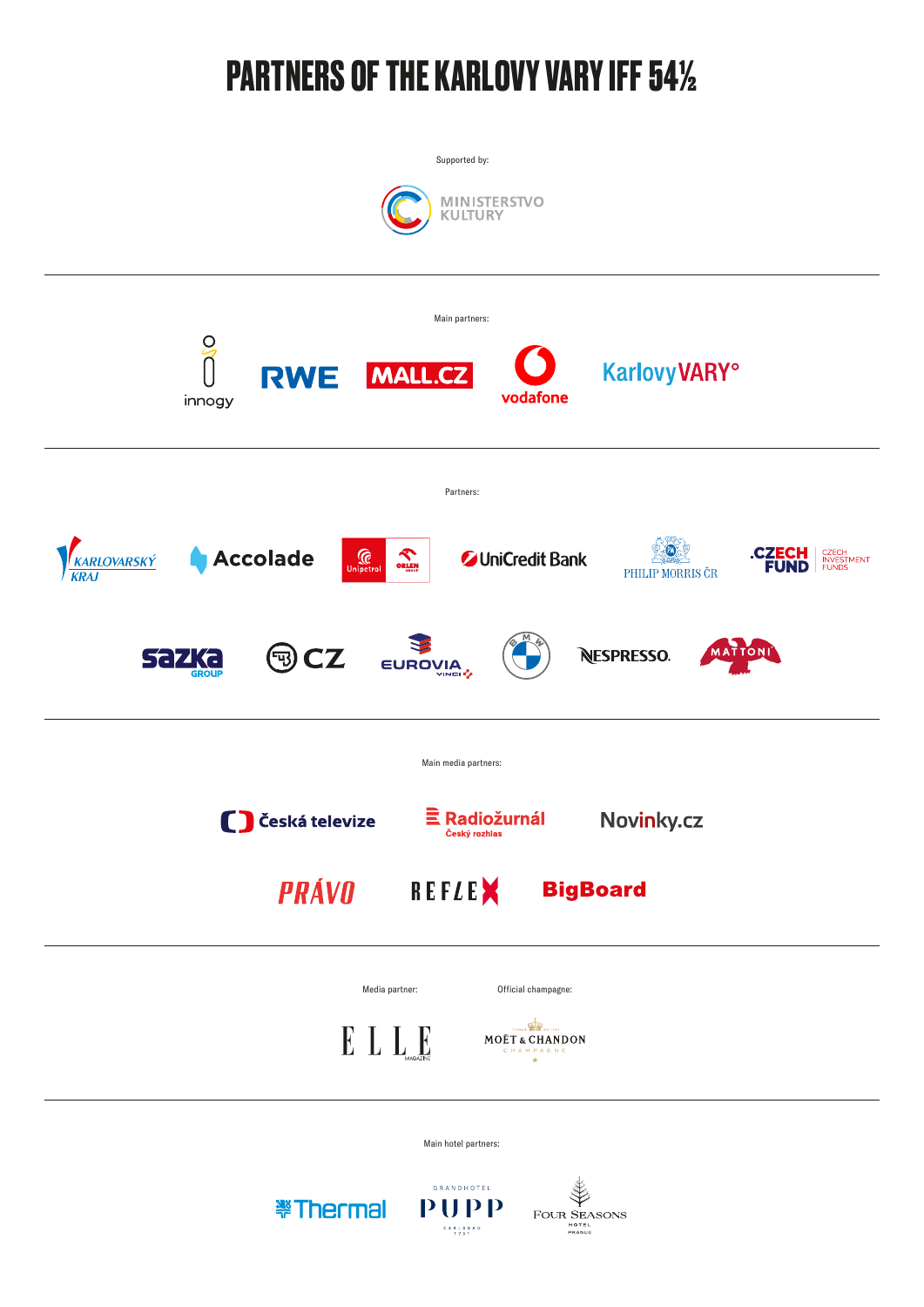# PARTNERS OF THE KARLOVY VARY IFF 54½

Supported by:

MINISTERSTVO KULTURY

---

Main partners:

innogy RWE MALL.CZ vodafone KarlovyVARY°

---

Partners:

KARLOVARSKÝ KRAJ Accolade Unipetrol ORLEN UniCredit Bank PHILIP MORRIS ČR .CZECH FUND CZECH INVESTMENT FUNDS

sazka GROUP CZ EUROVIA VINCI BMW NESPRESSO. MATTONI

---

Main media partners:

Česká televize Radiožurnál Český rozhlas Novinky.cz

PRÁVO REFLEX BigBoard

---

Media partner: ELLE MAGAZINE

Official champagne: MOËT & CHANDON CHAMPAGNE

---

Main hotel partners:

Thermal GRANDHOTEL PUPP CARLSBAD 1701 FOUR SEASONS HOTEL PRAGUE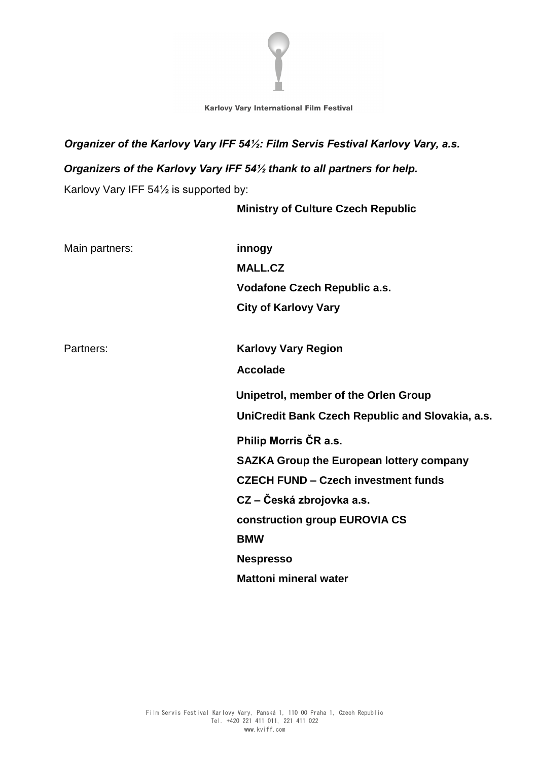Karlovy Vary International Film Festival

***Organizer of the Karlovy Vary IFF 54½: Film Servis Festival Karlovy Vary, a.s.***

***Organizers of the Karlovy Vary IFF 54½ thank to all partners for help.***

Karlovy Vary IFF 54½ is supported by:

**Ministry of Culture Czech Republic**

Main partners:

**innogy**
**MALL.CZ**
**Vodafone Czech Republic a.s.**
**City of Karlovy Vary**

Partners:

**Karlovy Vary Region**
**Accolade**
**Unipetrol, member of the Orlen Group**
**UniCredit Bank Czech Republic and Slovakia, a.s.**
**Philip Morris ČR a.s.**
**SAZKA Group the European lottery company**
**CZECH FUND – Czech investment funds**
**CZ – Česká zbrojovka a.s.**
**construction group EUROVIA CS**
**BMW**
**Nespresso**
**Mattoni mineral water**

Film Servis Festival Karlovy Vary, Panská 1, 110 00 Praha 1, Czech Republic
Tel. +420 221 411 011, 221 411 022
www.kviff.com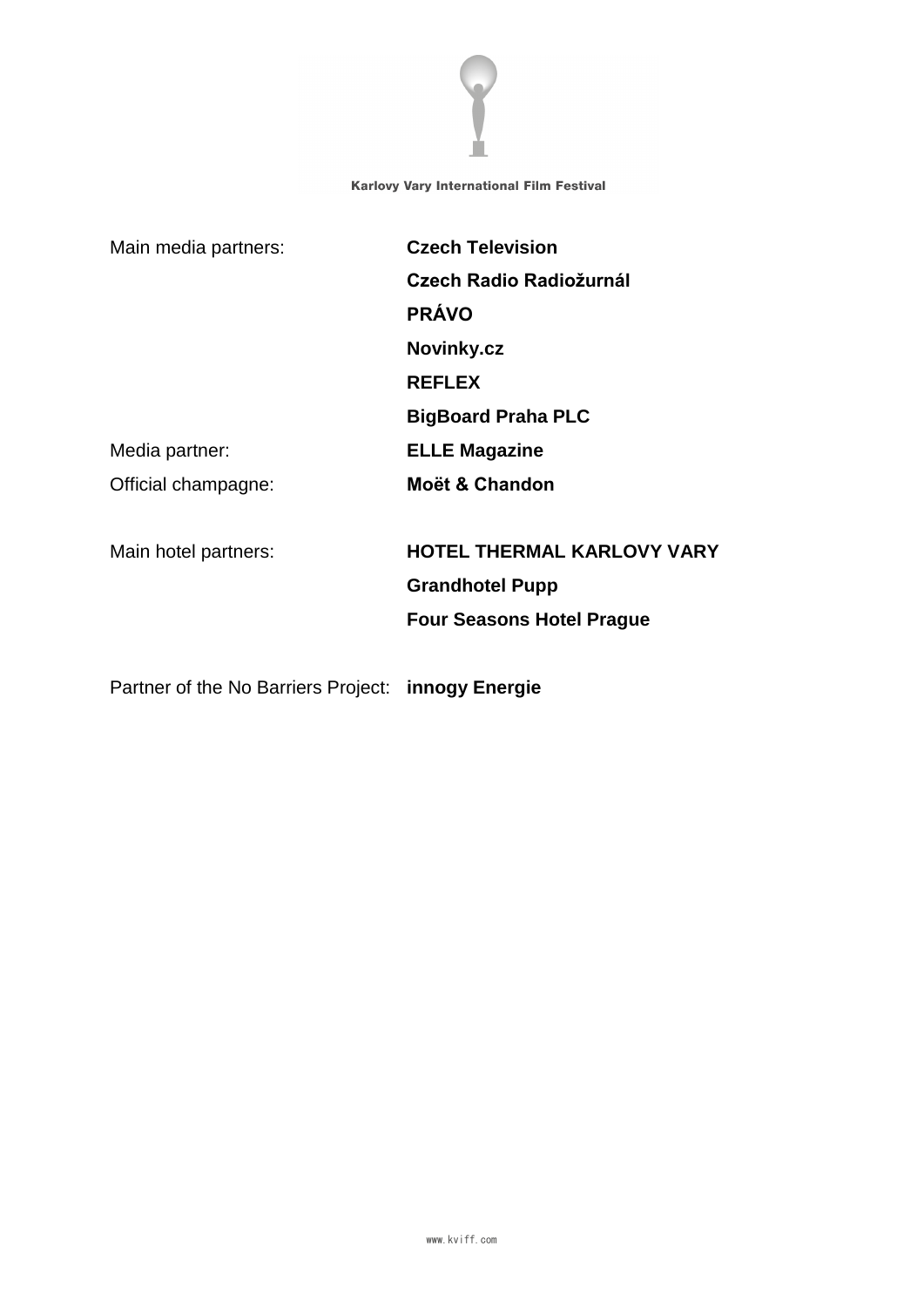Karlovy Vary International Film Festival

| | |
|---|---|
| Main media partners: | **Czech Television** |
| | **Czech Radio Radiožurnál** |
| | **PRÁVO** |
| | **Novinky.cz** |
| | **REFLEX** |
| | **BigBoard Praha PLC** |
| Media partner: | **ELLE Magazine** |
| Official champagne: | **Moët & Chandon** |
| | |
| Main hotel partners: | **HOTEL THERMAL KARLOVY VARY** |
| | **Grandhotel Pupp** |
| | **Four Seasons Hotel Prague** |
| | |
| Partner of the No Barriers Project: | **innogy Energie** |

www.kviff.com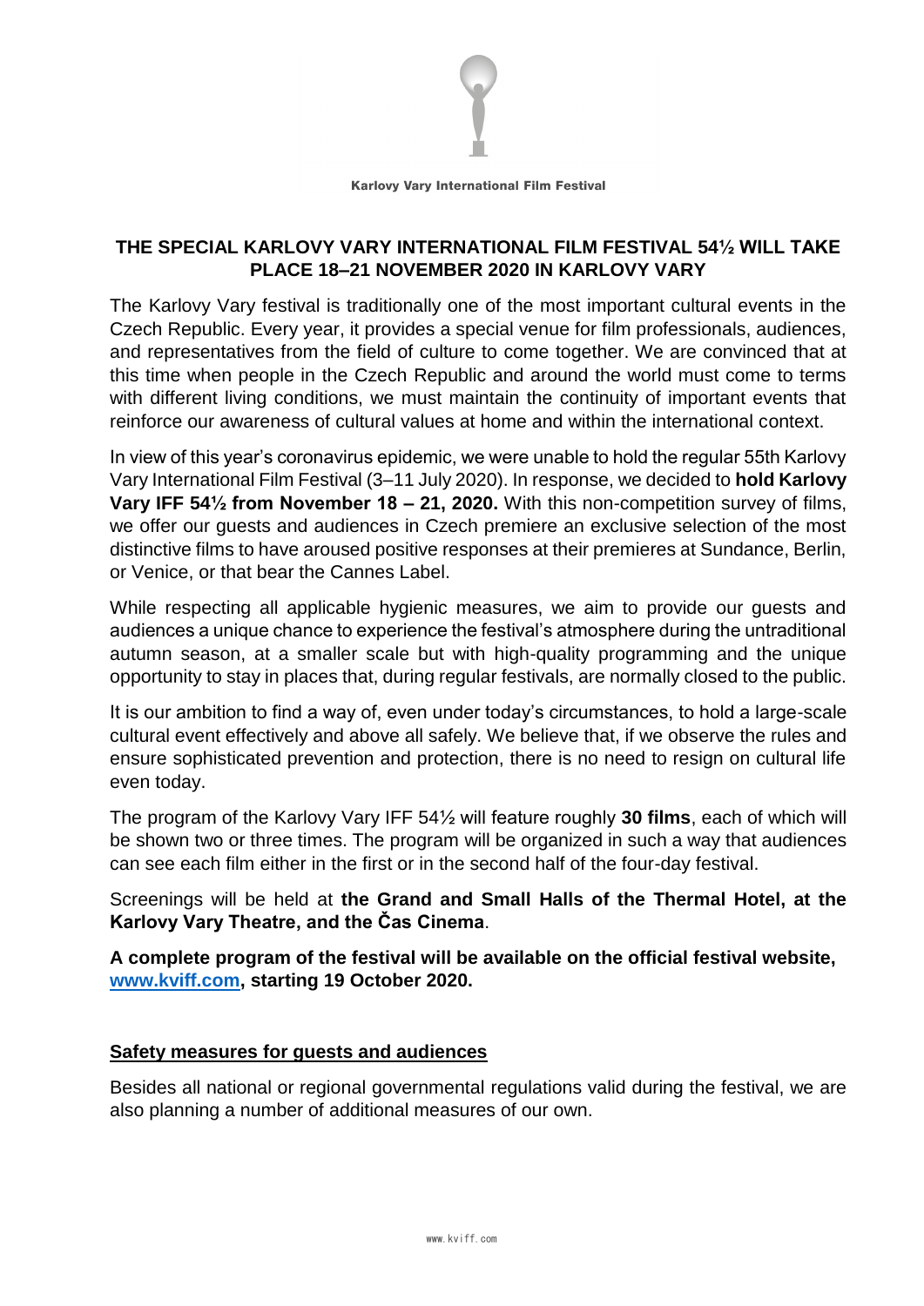Karlovy Vary International Film Festival

## THE SPECIAL KARLOVY VARY INTERNATIONAL FILM FESTIVAL 54½ WILL TAKE PLACE 18–21 NOVEMBER 2020 IN KARLOVY VARY

The Karlovy Vary festival is traditionally one of the most important cultural events in the Czech Republic. Every year, it provides a special venue for film professionals, audiences, and representatives from the field of culture to come together. We are convinced that at this time when people in the Czech Republic and around the world must come to terms with different living conditions, we must maintain the continuity of important events that reinforce our awareness of cultural values at home and within the international context.

In view of this year's coronavirus epidemic, we were unable to hold the regular 55th Karlovy Vary International Film Festival (3–11 July 2020). In response, we decided to **hold Karlovy Vary IFF 54½ from November 18 – 21, 2020.** With this non-competition survey of films, we offer our guests and audiences in Czech premiere an exclusive selection of the most distinctive films to have aroused positive responses at their premieres at Sundance, Berlin, or Venice, or that bear the Cannes Label.

While respecting all applicable hygienic measures, we aim to provide our guests and audiences a unique chance to experience the festival's atmosphere during the untraditional autumn season, at a smaller scale but with high-quality programming and the unique opportunity to stay in places that, during regular festivals, are normally closed to the public.

It is our ambition to find a way of, even under today's circumstances, to hold a large-scale cultural event effectively and above all safely. We believe that, if we observe the rules and ensure sophisticated prevention and protection, there is no need to resign on cultural life even today.

The program of the Karlovy Vary IFF 54½ will feature roughly **30 films**, each of which will be shown two or three times. The program will be organized in such a way that audiences can see each film either in the first or in the second half of the four-day festival.

Screenings will be held at **the Grand and Small Halls of the Thermal Hotel, at the Karlovy Vary Theatre, and the Čas Cinema**.

**A complete program of the festival will be available on the official festival website, [www.kviff.com](http://www.kviff.com), starting 19 October 2020.**

### Safety measures for guests and audiences

Besides all national or regional governmental regulations valid during the festival, we are also planning a number of additional measures of our own.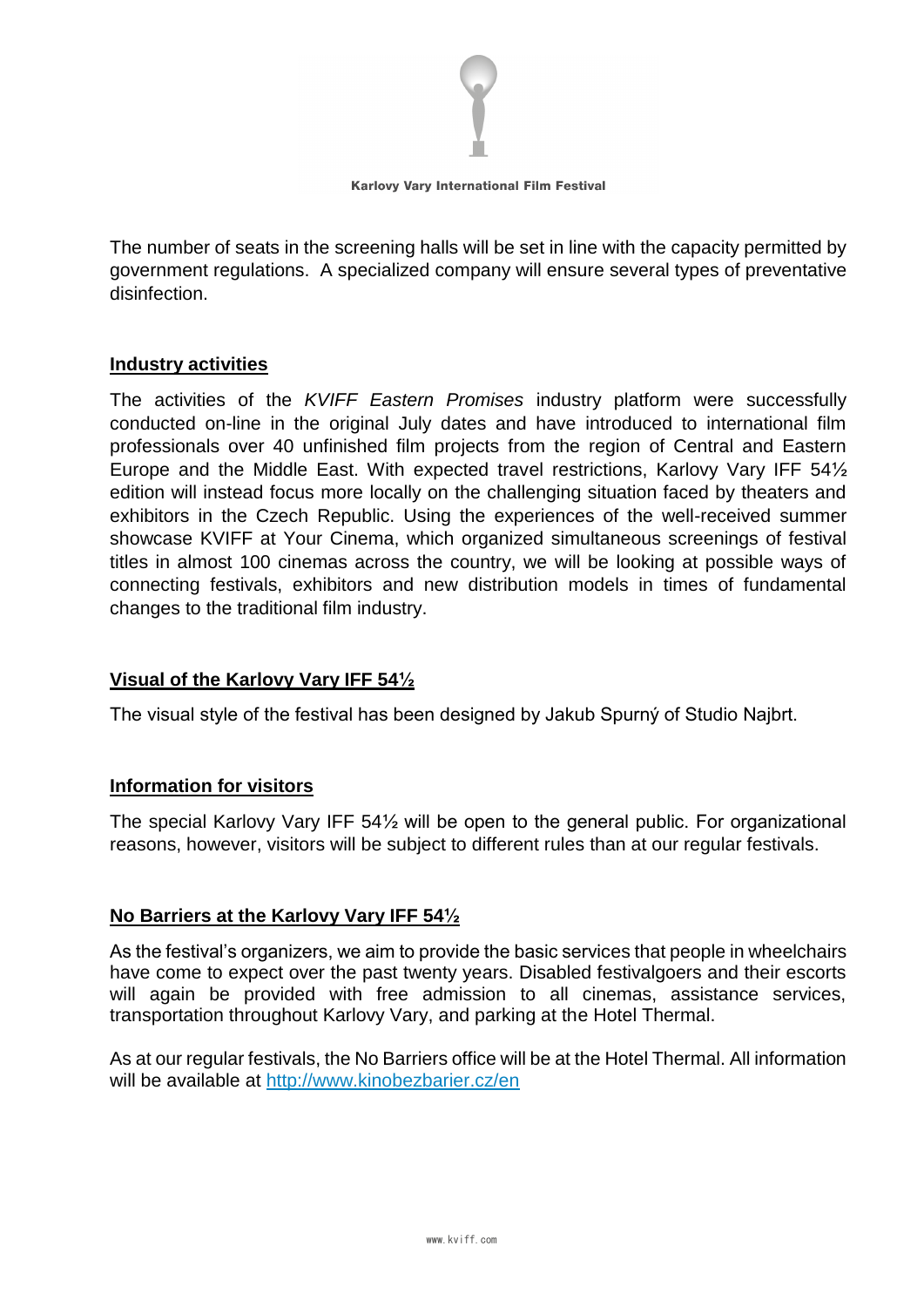The number of seats in the screening halls will be set in line with the capacity permitted by government regulations. A specialized company will ensure several types of preventative disinfection.

## Industry activities

The activities of the *KVIFF Eastern Promises* industry platform were successfully conducted on-line in the original July dates and have introduced to international film professionals over 40 unfinished film projects from the region of Central and Eastern Europe and the Middle East. With expected travel restrictions, Karlovy Vary IFF 54½ edition will instead focus more locally on the challenging situation faced by theaters and exhibitors in the Czech Republic. Using the experiences of the well-received summer showcase KVIFF at Your Cinema, which organized simultaneous screenings of festival titles in almost 100 cinemas across the country, we will be looking at possible ways of connecting festivals, exhibitors and new distribution models in times of fundamental changes to the traditional film industry.

## Visual of the Karlovy Vary IFF 54½

The visual style of the festival has been designed by Jakub Spurný of Studio Najbrt.

## Information for visitors

The special Karlovy Vary IFF 54½ will be open to the general public. For organizational reasons, however, visitors will be subject to different rules than at our regular festivals.

## No Barriers at the Karlovy Vary IFF 54½

As the festival's organizers, we aim to provide the basic services that people in wheelchairs have come to expect over the past twenty years. Disabled festivalgoers and their escorts will again be provided with free admission to all cinemas, assistance services, transportation throughout Karlovy Vary, and parking at the Hotel Thermal.

As at our regular festivals, the No Barriers office will be at the Hotel Thermal. All information will be available at [http://www.kinobezbarier.cz/en](http://www.kinobezbarier.cz/en)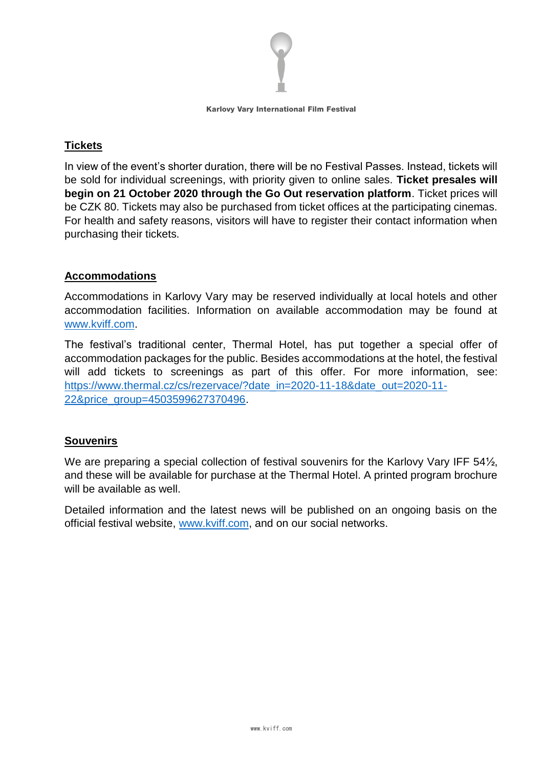## Tickets

In view of the event's shorter duration, there will be no Festival Passes. Instead, tickets will be sold for individual screenings, with priority given to online sales. **Ticket presales will begin on 21 October 2020 through the Go Out reservation platform**. Ticket prices will be CZK 80. Tickets may also be purchased from ticket offices at the participating cinemas. For health and safety reasons, visitors will have to register their contact information when purchasing their tickets.

## Accommodations

Accommodations in Karlovy Vary may be reserved individually at local hotels and other accommodation facilities. Information on available accommodation may be found at www.kviff.com.

The festival's traditional center, Thermal Hotel, has put together a special offer of accommodation packages for the public. Besides accommodations at the hotel, the festival will add tickets to screenings as part of this offer. For more information, see: https://www.thermal.cz/cs/rezervace/?date_in=2020-11-18&date_out=2020-11-22&price_group=4503599627370496.

## Souvenirs

We are preparing a special collection of festival souvenirs for the Karlovy Vary IFF 54½, and these will be available for purchase at the Thermal Hotel. A printed program brochure will be available as well.

Detailed information and the latest news will be published on an ongoing basis on the official festival website, www.kviff.com, and on our social networks.